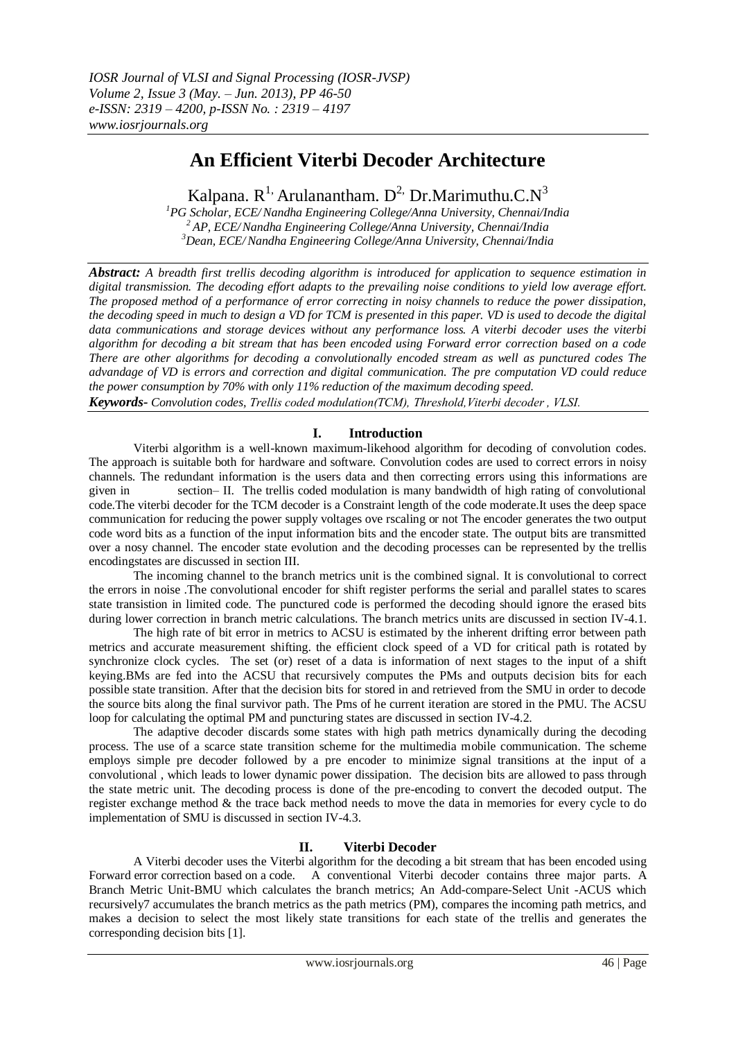# An Efficient Viterbi Decoder Architecture

Kalpana. R[1], Arulanantham. D[2], Dr.Marimuthu.C.N[3]

[1]PG Scholar, ECE/ Nandha Engineering College/Anna University, Chennai/India
[2]AP, ECE/ Nandha Engineering College/Anna University, Chennai/India
[3]Dean, ECE/ Nandha Engineering College/Anna University, Chennai/India

***Abstract:*** *A breadth first trellis decoding algorithm is introduced for application to sequence estimation in digital transmission. The decoding effort adapts to the prevailing noise conditions to yield low average effort. The proposed method of a performance of error correcting in noisy channels to reduce the power dissipation, the decoding speed in much to design a VD for TCM is presented in this paper. VD is used to decode the digital data communications and storage devices without any performance loss. A viterbi decoder uses the viterbi algorithm for decoding a bit stream that has been encoded using Forward error correction based on a code There are other algorithms for decoding a convolutionally encoded stream as well as punctured codes The advandage of VD is errors and correction and digital communication. The pre computation VD could reduce the power consumption by 70% with only 11% reduction of the maximum decoding speed.*

***Keywords-*** *Convolution codes, Trellis coded modulation(TCM), Threshold,Viterbi decoder , VLSI.*

## I. Introduction

Viterbi algorithm is a well-known maximum-likehood algorithm for decoding of convolution codes. The approach is suitable both for hardware and software. Convolution codes are used to correct errors in noisy channels. The redundant information is the users data and then correcting errors using this informations are given in section– II. The trellis coded modulation is many bandwidth of high rating of convolutional code.The viterbi decoder for the TCM decoder is a Constraint length of the code moderate.It uses the deep space communication for reducing the power supply voltages ove rscaling or not The encoder generates the two output code word bits as a function of the input information bits and the encoder state. The output bits are transmitted over a nosy channel. The encoder state evolution and the decoding processes can be represented by the trellis encodingstates are discussed in section III.

The incoming channel to the branch metrics unit is the combined signal. It is convolutional to correct the errors in noise .The convolutional encoder for shift register performs the serial and parallel states to scares state transistion in limited code. The punctured code is performed the decoding should ignore the erased bits during lower correction in branch metric calculations. The branch metrics units are discussed in section IV-4.1.

The high rate of bit error in metrics to ACSU is estimated by the inherent drifting error between path metrics and accurate measurement shifting. the efficient clock speed of a VD for critical path is rotated by synchronize clock cycles. The set (or) reset of a data is information of next stages to the input of a shift keying.BMs are fed into the ACSU that recursively computes the PMs and outputs decision bits for each possible state transition. After that the decision bits for stored in and retrieved from the SMU in order to decode the source bits along the final survivor path. The Pms of he current iteration are stored in the PMU. The ACSU loop for calculating the optimal PM and puncturing states are discussed in section IV-4.2.

The adaptive decoder discards some states with high path metrics dynamically during the decoding process. The use of a scarce state transition scheme for the multimedia mobile communication. The scheme employs simple pre decoder followed by a pre encoder to minimize signal transitions at the input of a convolutional , which leads to lower dynamic power dissipation. The decision bits are allowed to pass through the state metric unit. The decoding process is done of the pre-encoding to convert the decoded output. The register exchange method & the trace back method needs to move the data in memories for every cycle to do implementation of SMU is discussed in section IV-4.3.

## II. Viterbi Decoder

A Viterbi decoder uses the Viterbi algorithm for the decoding a bit stream that has been encoded using Forward error correction based on a code. A conventional Viterbi decoder contains three major parts. A Branch Metric Unit-BMU which calculates the branch metrics; An Add-compare-Select Unit -ACUS which recursively7 accumulates the branch metrics as the path metrics (PM), compares the incoming path metrics, and makes a decision to select the most likely state transitions for each state of the trellis and generates the corresponding decision bits [1].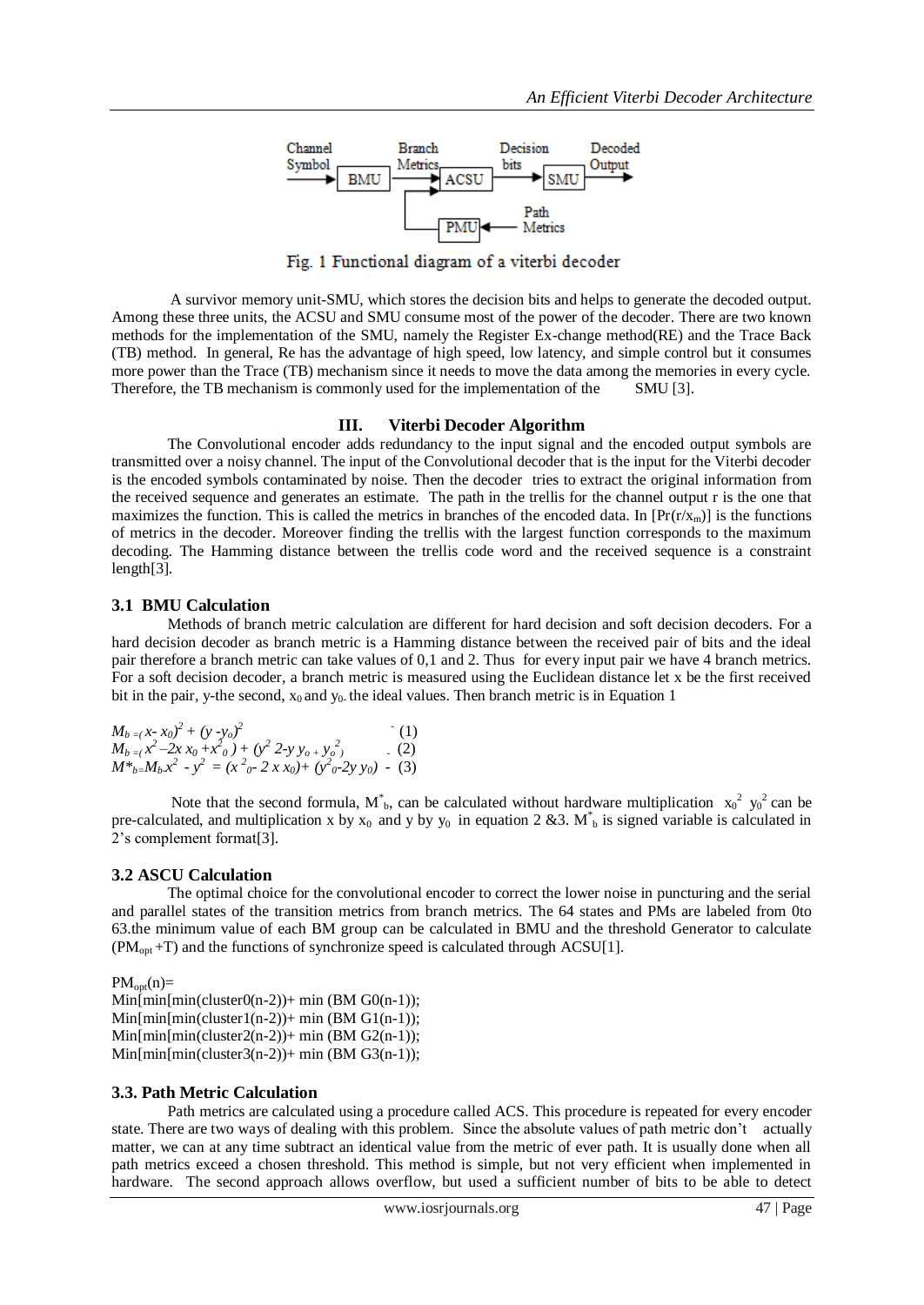Fig. 1 Functional diagram of a viterbi decoder

A survivor memory unit-SMU, which stores the decision bits and helps to generate the decoded output. Among these three units, the ACSU and SMU consume most of the power of the decoder. There are two known methods for the implementation of the SMU, namely the Register Ex-change method(RE) and the Trace Back (TB) method. In general, Re has the advantage of high speed, low latency, and simple control but it consumes more power than the Trace (TB) mechanism since it needs to move the data among the memories in every cycle. Therefore, the TB mechanism is commonly used for the implementation of the SMU [3].

## III. Viterbi Decoder Algorithm

The Convolutional encoder adds redundancy to the input signal and the encoded output symbols are transmitted over a noisy channel. The input of the Convolutional decoder that is the input for the Viterbi decoder is the encoded symbols contaminated by noise. Then the decoder tries to extract the original information from the received sequence and generates an estimate. The path in the trellis for the channel output r is the one that maximizes the function. This is called the metrics in branches of the encoded data. In $[\Pr(r/x_m)]$ is the functions of metrics in the decoder. Moreover finding the trellis with the largest function corresponds to the maximum decoding. The Hamming distance between the trellis code word and the received sequence is a constraint length[3].

### 3.1 BMU Calculation

Methods of branch metric calculation are different for hard decision and soft decision decoders. For a hard decision decoder as branch metric is a Hamming distance between the received pair of bits and the ideal pair therefore a branch metric can take values of 0,1 and 2. Thus for every input pair we have 4 branch metrics. For a soft decision decoder, a branch metric is measured using the Euclidean distance let x be the first received bit in the pair, y-the second, $x_0$ and $y_0$ the ideal values. Then branch metric is in Equation 1

$$M_b = (x - x_0)^2 + (y - y_0)^2 \quad (1)$$

$$M_b = (x^2 - 2x\, x_0 + x^2_0) + (y^2 - 2y\, y_0 + y_0^2) \quad (2)$$

$$M^*_b = M_b - x^2 - y^2 = (x^2_0 - 2\, x\, x_0) + (y^2_0 - 2y\, y_0) \quad (3)$$

Note that the second formula, $M^*_b$, can be calculated without hardware multiplication $x_0^2$ $y_0^2$ can be pre-calculated, and multiplication x by $x_0$ and y by $y_0$ in equation 2 &3. $M^*_b$ is signed variable is calculated in 2's complement format[3].

### 3.2 ASCU Calculation

The optimal choice for the convolutional encoder to correct the lower noise in puncturing and the serial and parallel states of the transition metrics from branch metrics. The 64 states and PMs are labeled from 0to 63.the minimum value of each BM group can be calculated in BMU and the threshold Generator to calculate ($PM_{opt}$ +T) and the functions of synchronize speed is calculated through ACSU[1].

$PM_{opt}(n)$=
Min[min[min(cluster0(n-2))+ min (BM G0(n-1));
Min[min[min(cluster1(n-2))+ min (BM G1(n-1));
Min[min[min(cluster2(n-2))+ min (BM G2(n-1));
Min[min[min(cluster3(n-2))+ min (BM G3(n-1));

### 3.3. Path Metric Calculation

Path metrics are calculated using a procedure called ACS. This procedure is repeated for every encoder state. There are two ways of dealing with this problem. Since the absolute values of path metric don't actually matter, we can at any time subtract an identical value from the metric of ever path. It is usually done when all path metrics exceed a chosen threshold. This method is simple, but not very efficient when implemented in hardware. The second approach allows overflow, but used a sufficient number of bits to be able to detect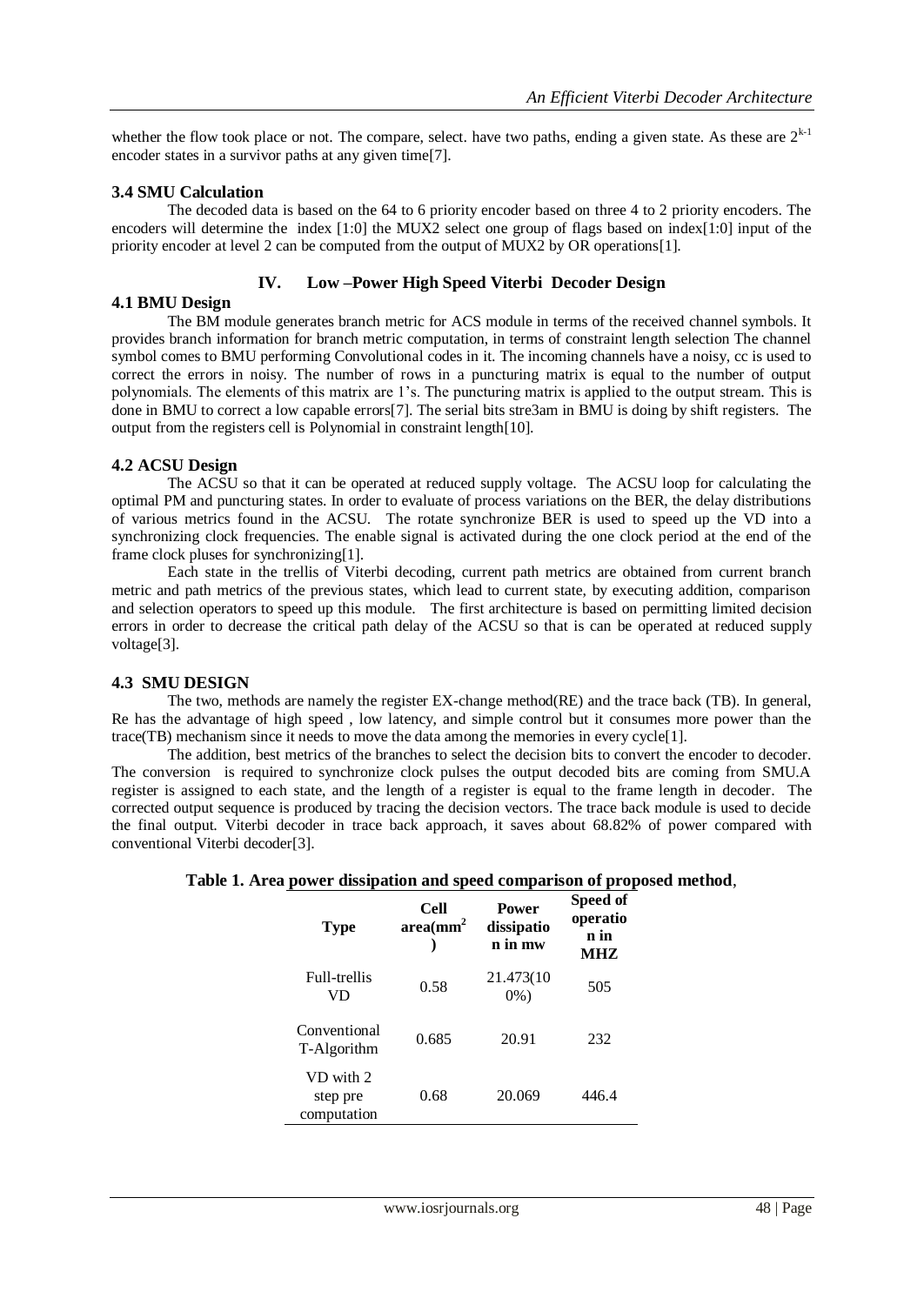whether the flow took place or not. The compare, select. have two paths, ending a given state. As these are $2^{k-1}$ encoder states in a survivor paths at any given time[7].

### 3.4 SMU Calculation

The decoded data is based on the 64 to 6 priority encoder based on three 4 to 2 priority encoders. The encoders will determine the index [1:0] the MUX2 select one group of flags based on index[1:0] input of the priority encoder at level 2 can be computed from the output of MUX2 by OR operations[1].

## IV. Low –Power High Speed Viterbi Decoder Design

### 4.1 BMU Design

The BM module generates branch metric for ACS module in terms of the received channel symbols. It provides branch information for branch metric computation, in terms of constraint length selection The channel symbol comes to BMU performing Convolutional codes in it. The incoming channels have a noisy, cc is used to correct the errors in noisy. The number of rows in a puncturing matrix is equal to the number of output polynomials. The elements of this matrix are 1's. The puncturing matrix is applied to the output stream. This is done in BMU to correct a low capable errors[7]. The serial bits stre3am in BMU is doing by shift registers. The output from the registers cell is Polynomial in constraint length[10].

### 4.2 ACSU Design

The ACSU so that it can be operated at reduced supply voltage. The ACSU loop for calculating the optimal PM and puncturing states. In order to evaluate of process variations on the BER, the delay distributions of various metrics found in the ACSU. The rotate synchronize BER is used to speed up the VD into a synchronizing clock frequencies. The enable signal is activated during the one clock period at the end of the frame clock pluses for synchronizing[1].

Each state in the trellis of Viterbi decoding, current path metrics are obtained from current branch metric and path metrics of the previous states, which lead to current state, by executing addition, comparison and selection operators to speed up this module. The first architecture is based on permitting limited decision errors in order to decrease the critical path delay of the ACSU so that is can be operated at reduced supply voltage[3].

### 4.3 SMU DESIGN

The two, methods are namely the register EX-change method(RE) and the trace back (TB). In general, Re has the advantage of high speed , low latency, and simple control but it consumes more power than the trace(TB) mechanism since it needs to move the data among the memories in every cycle[1].

The addition, best metrics of the branches to select the decision bits to convert the encoder to decoder. The conversion is required to synchronize clock pulses the output decoded bits are coming from SMU.A register is assigned to each state, and the length of a register is equal to the frame length in decoder. The corrected output sequence is produced by tracing the decision vectors. The trace back module is used to decide the final output. Viterbi decoder in trace back approach, it saves about 68.82% of power compared with conventional Viterbi decoder[3].

**Table 1. Area power dissipation and speed comparison of proposed method**,

| Type | Cell area($mm^2$) | Power dissipation in mw | Speed of operation in MHZ |
|---|---|---|---|
| Full-trellis VD | 0.58 | 21.473(100%) | 505 |
| Conventional T-Algorithm | 0.685 | 20.91 | 232 |
| VD with 2 step pre computation | 0.68 | 20.069 | 446.4 |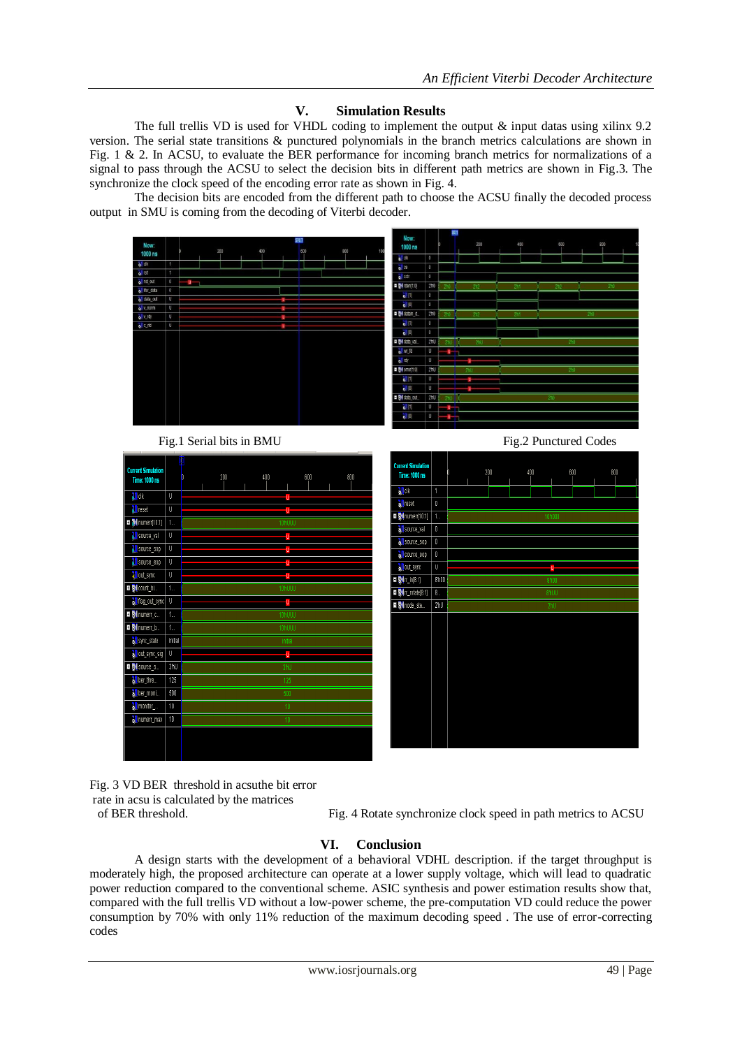## V. Simulation Results

The full trellis VD is used for VHDL coding to implement the output & input datas using xilinx 9.2 version. The serial state transitions & punctured polynomials in the branch metrics calculations are shown in Fig. 1 & 2. In ACSU, to evaluate the BER performance for incoming branch metrics for normalizations of a signal to pass through the ACSU to select the decision bits in different path metrics are shown in Fig.3. The synchronize the clock speed of the encoding error rate as shown in Fig. 4.

The decision bits are encoded from the different path to choose the ACSU finally the decoded process output in SMU is coming from the decoding of Viterbi decoder.

Fig.1 Serial bits in BMU

Fig.2 Punctured Codes

Fig. 3 VD BER threshold in acsuthe bit error rate in acsu is calculated by the matrices of BER threshold.

Fig. 4 Rotate synchronize clock speed in path metrics to ACSU

## VI. Conclusion

A design starts with the development of a behavioral VDHL description. if the target throughput is moderately high, the proposed architecture can operate at a lower supply voltage, which will lead to quadratic power reduction compared to the conventional scheme. ASIC synthesis and power estimation results show that, compared with the full trellis VD without a low-power scheme, the pre-computation VD could reduce the power consumption by 70% with only 11% reduction of the maximum decoding speed . The use of error-correcting codes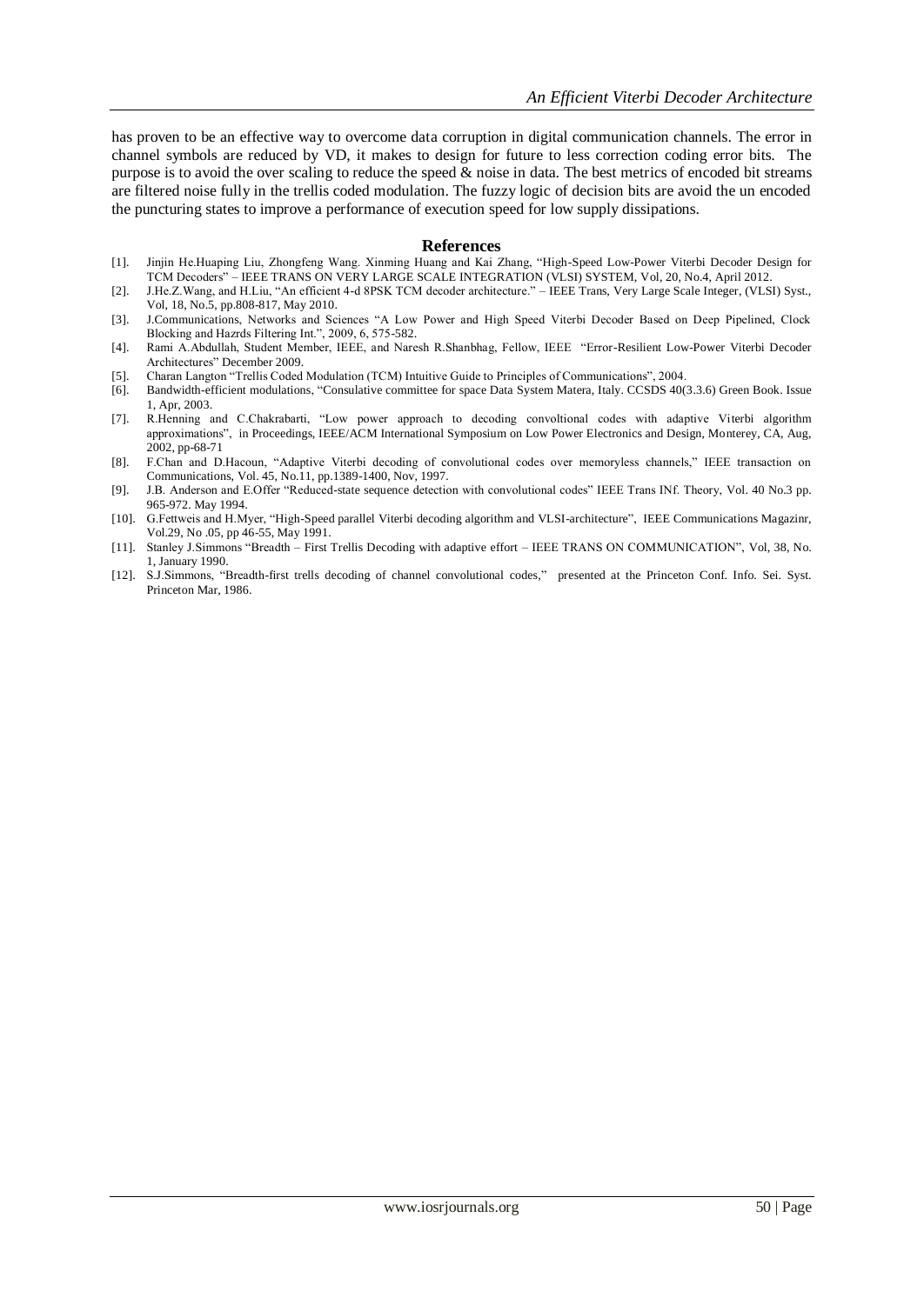has proven to be an effective way to overcome data corruption in digital communication channels. The error in channel symbols are reduced by VD, it makes to design for future to less correction coding error bits. The purpose is to avoid the over scaling to reduce the speed & noise in data. The best metrics of encoded bit streams are filtered noise fully in the trellis coded modulation. The fuzzy logic of decision bits are avoid the un encoded the puncturing states to improve a performance of execution speed for low supply dissipations.

## References

[1]. Jinjin He.Huaping Liu, Zhongfeng Wang. Xinming Huang and Kai Zhang, "High-Speed Low-Power Viterbi Decoder Design for TCM Decoders" – IEEE TRANS ON VERY LARGE SCALE INTEGRATION (VLSI) SYSTEM, Vol, 20, No.4, April 2012.

[2]. J.He.Z.Wang, and H.Liu, "An efficient 4-d 8PSK TCM decoder architecture." – IEEE Trans, Very Large Scale Integer, (VLSI) Syst., Vol, 18, No.5, pp.808-817, May 2010.

[3]. J.Communications, Networks and Sciences "A Low Power and High Speed Viterbi Decoder Based on Deep Pipelined, Clock Blocking and Hazrds Filtering Int.", 2009, 6, 575-582.

[4]. Rami A.Abdullah, Student Member, IEEE, and Naresh R.Shanbhag, Fellow, IEEE "Error-Resilient Low-Power Viterbi Decoder Architectures" December 2009.

[5]. Charan Langton "Trellis Coded Modulation (TCM) Intuitive Guide to Principles of Communications", 2004.

[6]. Bandwidth-efficient modulations, "Consulative committee for space Data System Matera, Italy. CCSDS 40(3.3.6) Green Book. Issue 1, Apr, 2003.

[7]. R.Henning and C.Chakrabarti, "Low power approach to decoding convoltional codes with adaptive Viterbi algorithm approximations", in Proceedings, IEEE/ACM International Symposium on Low Power Electronics and Design, Monterey, CA, Aug, 2002, pp-68-71

[8]. F.Chan and D.Hacoun, "Adaptive Viterbi decoding of convolutional codes over memoryless channels," IEEE transaction on Communications, Vol. 45, No.11, pp.1389-1400, Nov, 1997.

[9]. J.B. Anderson and E.Offer "Reduced-state sequence detection with convolutional codes" IEEE Trans INf. Theory, Vol. 40 No.3 pp. 965-972. May 1994.

[10]. G.Fettweis and H.Myer, "High-Speed parallel Viterbi decoding algorithm and VLSI-architecture", IEEE Communications Magazinr, Vol.29, No .05, pp 46-55, May 1991.

[11]. Stanley J.Simmons "Breadth – First Trellis Decoding with adaptive effort – IEEE TRANS ON COMMUNICATION", Vol, 38, No. 1, January 1990.

[12]. S.J.Simmons, "Breadth-first trells decoding of channel convolutional codes," presented at the Princeton Conf. Info. Sei. Syst. Princeton Mar, 1986.